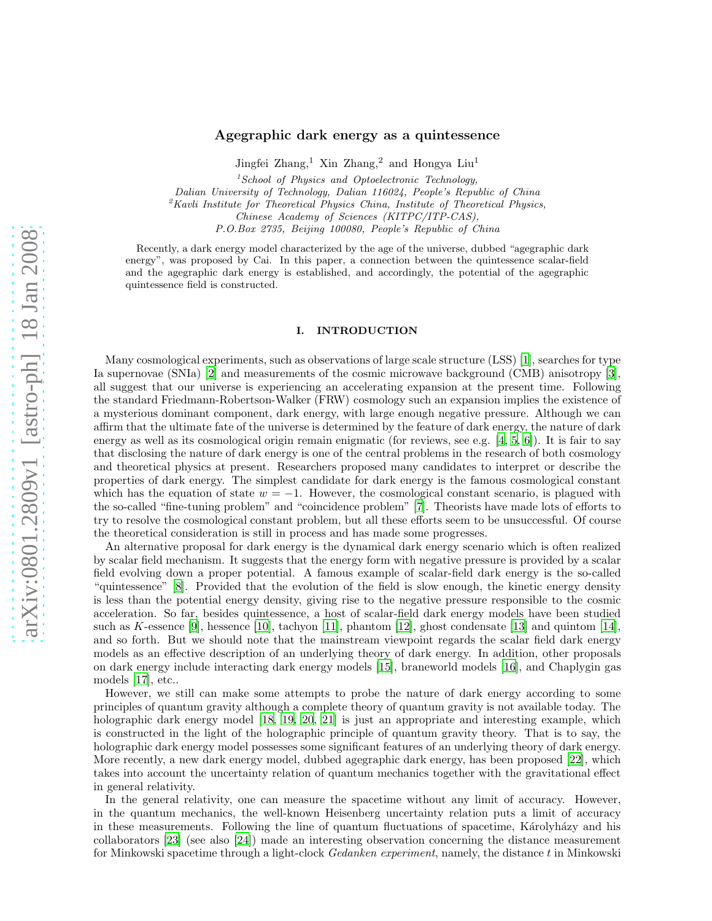# Agegraphic dark energy as a quintessence

Jingfei Zhang,[1] Xin Zhang,[2] and Hongya Liu[1]

[1]*School of Physics and Optoelectronic Technology, Dalian University of Technology, Dalian 116024, People's Republic of China*
[2]*Kavli Institute for Theoretical Physics China, Institute of Theoretical Physics, Chinese Academy of Sciences (KITPC/ITP-CAS), P.O.Box 2735, Beijing 100080, People's Republic of China*

Recently, a dark energy model characterized by the age of the universe, dubbed "agegraphic dark energy", was proposed by Cai. In this paper, a connection between the quintessence scalar-field and the agegraphic dark energy is established, and accordingly, the potential of the agegraphic quintessence field is constructed.

## I. INTRODUCTION

Many cosmological experiments, such as observations of large scale structure (LSS) [1], searches for type Ia supernovae (SNIa) [2] and measurements of the cosmic microwave background (CMB) anisotropy [3], all suggest that our universe is experiencing an accelerating expansion at the present time. Following the standard Friedmann-Robertson-Walker (FRW) cosmology such an expansion implies the existence of a mysterious dominant component, dark energy, with large enough negative pressure. Although we can affirm that the ultimate fate of the universe is determined by the feature of dark energy, the nature of dark energy as well as its cosmological origin remain enigmatic (for reviews, see e.g. [4, 5, 6]). It is fair to say that disclosing the nature of dark energy is one of the central problems in the research of both cosmology and theoretical physics at present. Researchers proposed many candidates to interpret or describe the properties of dark energy. The simplest candidate for dark energy is the famous cosmological constant which has the equation of state $w = -1$. However, the cosmological constant scenario, is plagued with the so-called "fine-tuning problem" and "coincidence problem" [7]. Theorists have made lots of efforts to try to resolve the cosmological constant problem, but all these efforts seem to be unsuccessful. Of course the theoretical consideration is still in process and has made some progresses.

An alternative proposal for dark energy is the dynamical dark energy scenario which is often realized by scalar field mechanism. It suggests that the energy form with negative pressure is provided by a scalar field evolving down a proper potential. A famous example of scalar-field dark energy is the so-called "quintessence" [8]. Provided that the evolution of the field is slow enough, the kinetic energy density is less than the potential energy density, giving rise to the negative pressure responsible to the cosmic acceleration. So far, besides quintessence, a host of scalar-field dark energy models have been studied such as $K$-essence [9], hessence [10], tachyon [11], phantom [12], ghost condensate [13] and quintom [14], and so forth. But we should note that the mainstream viewpoint regards the scalar field dark energy models as an effective description of an underlying theory of dark energy. In addition, other proposals on dark energy include interacting dark energy models [15], braneworld models [16], and Chaplygin gas models [17], etc..

However, we still can make some attempts to probe the nature of dark energy according to some principles of quantum gravity although a complete theory of quantum gravity is not available today. The holographic dark energy model [18, 19, 20, 21] is just an appropriate and interesting example, which is constructed in the light of the holographic principle of quantum gravity theory. That is to say, the holographic dark energy model possesses some significant features of an underlying theory of dark energy. More recently, a new dark energy model, dubbed agegraphic dark energy, has been proposed [22], which takes into account the uncertainty relation of quantum mechanics together with the gravitational effect in general relativity.

In the general relativity, one can measure the spacetime without any limit of accuracy. However, in the quantum mechanics, the well-known Heisenberg uncertainty relation puts a limit of accuracy in these measurements. Following the line of quantum fluctuations of spacetime, Károlyházy and his collaborators [23] (see also [24]) made an interesting observation concerning the distance measurement for Minkowski spacetime through a light-clock *Gedanken experiment*, namely, the distance $t$ in Minkowski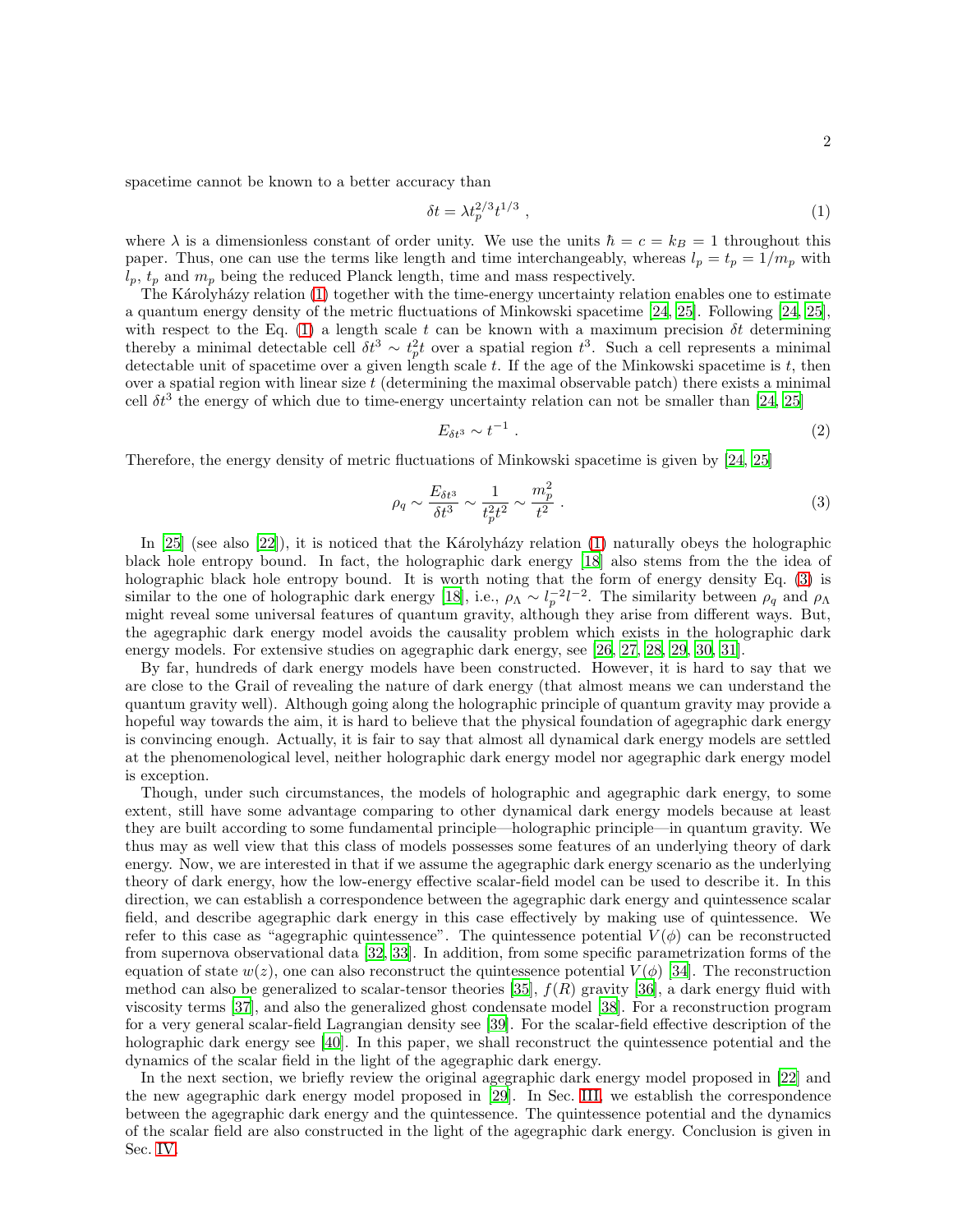spacetime cannot be known to a better accuracy than

$$\delta t = \lambda t_p^{2/3} t^{1/3} \ , \tag{1}$$

where $\lambda$ is a dimensionless constant of order unity. We use the units $\hbar = c = k_B = 1$ throughout this paper. Thus, one can use the terms like length and time interchangeably, whereas $l_p = t_p = 1/m_p$ with $l_p$, $t_p$ and $m_p$ being the reduced Planck length, time and mass respectively.

The Károlyházy relation (1) together with the time-energy uncertainty relation enables one to estimate a quantum energy density of the metric fluctuations of Minkowski spacetime [24, 25]. Following [24, 25], with respect to the Eq. (1) a length scale $t$ can be known with a maximum precision $\delta t$ determining thereby a minimal detectable cell $\delta t^3 \sim t_p^2 t$ over a spatial region $t^3$. Such a cell represents a minimal detectable unit of spacetime over a given length scale $t$. If the age of the Minkowski spacetime is $t$, then over a spatial region with linear size $t$ (determining the maximal observable patch) there exists a minimal cell $\delta t^3$ the energy of which due to time-energy uncertainty relation can not be smaller than [24, 25]

$$E_{\delta t^3} \sim t^{-1} \ . \tag{2}$$

Therefore, the energy density of metric fluctuations of Minkowski spacetime is given by [24, 25]

$$\rho_q \sim \frac{E_{\delta t^3}}{\delta t^3} \sim \frac{1}{t_p^2 t^2} \sim \frac{m_p^2}{t^2} \ . \tag{3}$$

In [25] (see also [22]), it is noticed that the Károlyházy relation (1) naturally obeys the holographic black hole entropy bound. In fact, the holographic dark energy [18] also stems from the the idea of holographic black hole entropy bound. It is worth noting that the form of energy density Eq. (3) is similar to the one of holographic dark energy [18], i.e., $\rho_\Lambda \sim l_p^{-2} l^{-2}$. The similarity between $\rho_q$ and $\rho_\Lambda$ might reveal some universal features of quantum gravity, although they arise from different ways. But, the agegraphic dark energy model avoids the causality problem which exists in the holographic dark energy models. For extensive studies on agegraphic dark energy, see [26, 27, 28, 29, 30, 31].

By far, hundreds of dark energy models have been constructed. However, it is hard to say that we are close to the Grail of revealing the nature of dark energy (that almost means we can understand the quantum gravity well). Although going along the holographic principle of quantum gravity may provide a hopeful way towards the aim, it is hard to believe that the physical foundation of agegraphic dark energy is convincing enough. Actually, it is fair to say that almost all dynamical dark energy models are settled at the phenomenological level, neither holographic dark energy model nor agegraphic dark energy model is exception.

Though, under such circumstances, the models of holographic and agegraphic dark energy, to some extent, still have some advantage comparing to other dynamical dark energy models because at least they are built according to some fundamental principle—holographic principle—in quantum gravity. We thus may as well view that this class of models possesses some features of an underlying theory of dark energy. Now, we are interested in that if we assume the agegraphic dark energy scenario as the underlying theory of dark energy, how the low-energy effective scalar-field model can be used to describe it. In this direction, we can establish a correspondence between the agegraphic dark energy and quintessence scalar field, and describe agegraphic dark energy in this case effectively by making use of quintessence. We refer to this case as "agegraphic quintessence". The quintessence potential $V(\phi)$ can be reconstructed from supernova observational data [32, 33]. In addition, from some specific parametrization forms of the equation of state $w(z)$, one can also reconstruct the quintessence potential $V(\phi)$ [34]. The reconstruction method can also be generalized to scalar-tensor theories [35], $f(R)$ gravity [36], a dark energy fluid with viscosity terms [37], and also the generalized ghost condensate model [38]. For a reconstruction program for a very general scalar-field Lagrangian density see [39]. For the scalar-field effective description of the holographic dark energy see [40]. In this paper, we shall reconstruct the quintessence potential and the dynamics of the scalar field in the light of the agegraphic dark energy.

In the next section, we briefly review the original agegraphic dark energy model proposed in [22] and the new agegraphic dark energy model proposed in [29]. In Sec. III, we establish the correspondence between the agegraphic dark energy and the quintessence. The quintessence potential and the dynamics of the scalar field are also constructed in the light of the agegraphic dark energy. Conclusion is given in Sec. IV.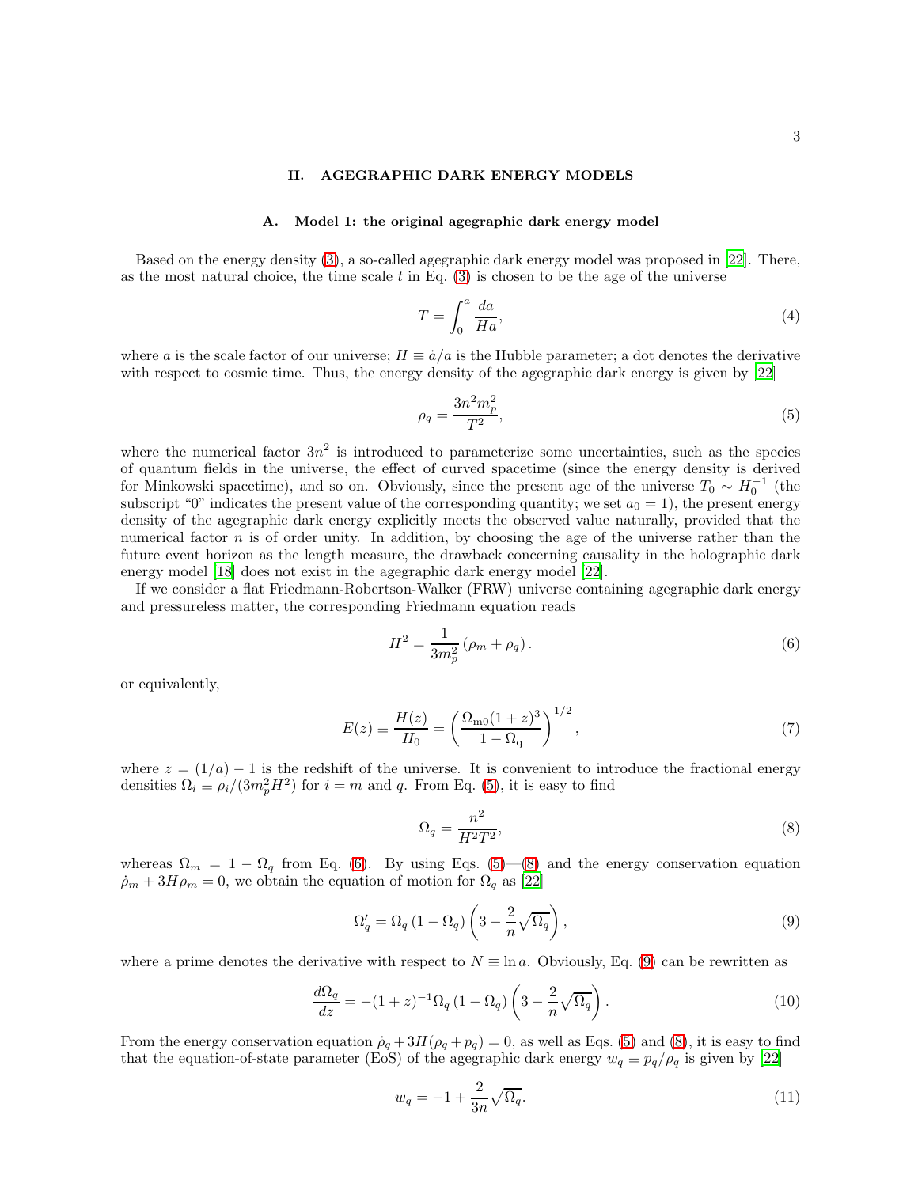## II. AGEGRAPHIC DARK ENERGY MODELS

### A. Model 1: the original agegraphic dark energy model

Based on the energy density (3), a so-called agegraphic dark energy model was proposed in [22]. There, as the most natural choice, the time scale $t$ in Eq. (3) is chosen to be the age of the universe

$$T = \int_0^a \frac{da}{Ha}, \tag{4}$$

where $a$ is the scale factor of our universe; $H \equiv \dot{a}/a$ is the Hubble parameter; a dot denotes the derivative with respect to cosmic time. Thus, the energy density of the agegraphic dark energy is given by [22]

$$\rho_q = \frac{3n^2 m_p^2}{T^2}, \tag{5}$$

where the numerical factor $3n^2$ is introduced to parameterize some uncertainties, such as the species of quantum fields in the universe, the effect of curved spacetime (since the energy density is derived for Minkowski spacetime), and so on. Obviously, since the present age of the universe $T_0 \sim H_0^{-1}$ (the subscript "0" indicates the present value of the corresponding quantity; we set $a_0 = 1$), the present energy density of the agegraphic dark energy explicitly meets the observed value naturally, provided that the numerical factor $n$ is of order unity. In addition, by choosing the age of the universe rather than the future event horizon as the length measure, the drawback concerning causality in the holographic dark energy model [18] does not exist in the agegraphic dark energy model [22].

If we consider a flat Friedmann-Robertson-Walker (FRW) universe containing agegraphic dark energy and pressureless matter, the corresponding Friedmann equation reads

$$H^2 = \frac{1}{3m_p^2}\left(\rho_m + \rho_q\right). \tag{6}$$

or equivalently,

$$E(z) \equiv \frac{H(z)}{H_0} = \left(\frac{\Omega_{\rm m0}(1+z)^3}{1-\Omega_{\rm q}}\right)^{1/2}, \tag{7}$$

where $z = (1/a) - 1$ is the redshift of the universe. It is convenient to introduce the fractional energy densities $\Omega_i \equiv \rho_i/(3m_p^2 H^2)$ for $i = m$ and $q$. From Eq. (5), it is easy to find

$$\Omega_q = \frac{n^2}{H^2 T^2}, \tag{8}$$

whereas $\Omega_m = 1 - \Omega_q$ from Eq. (6). By using Eqs. (5)—(8) and the energy conservation equation $\dot{\rho}_m + 3H\rho_m = 0$, we obtain the equation of motion for $\Omega_q$ as [22]

$$\Omega_q' = \Omega_q\left(1 - \Omega_q\right)\left(3 - \frac{2}{n}\sqrt{\Omega_q}\right), \tag{9}$$

where a prime denotes the derivative with respect to $N \equiv \ln a$. Obviously, Eq. (9) can be rewritten as

$$\frac{d\Omega_q}{dz} = -(1+z)^{-1}\Omega_q\left(1 - \Omega_q\right)\left(3 - \frac{2}{n}\sqrt{\Omega_q}\right). \tag{10}$$

From the energy conservation equation $\dot{\rho}_q + 3H(\rho_q + p_q) = 0$, as well as Eqs. (5) and (8), it is easy to find that the equation-of-state parameter (EoS) of the agegraphic dark energy $w_q \equiv p_q/\rho_q$ is given by [22]

$$w_q = -1 + \frac{2}{3n}\sqrt{\Omega_q}. \tag{11}$$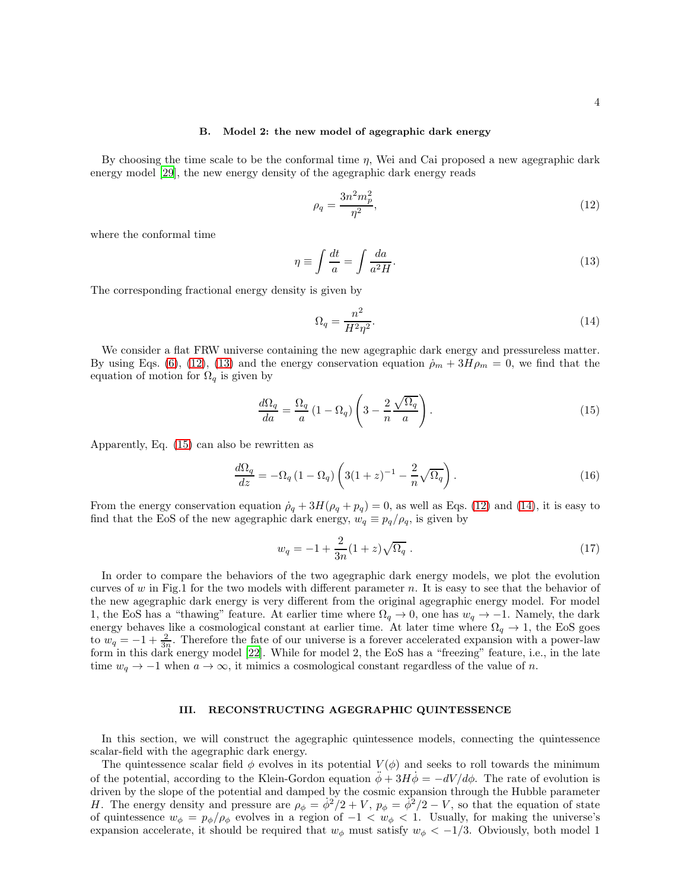### B. Model 2: the new model of agegraphic dark energy

By choosing the time scale to be the conformal time $\eta$, Wei and Cai proposed a new agegraphic dark energy model [29], the new energy density of the agegraphic dark energy reads

$$\rho_q = \frac{3n^2 m_p^2}{\eta^2}, \tag{12}$$

where the conformal time

$$\eta \equiv \int \frac{dt}{a} = \int \frac{da}{a^2 H}. \tag{13}$$

The corresponding fractional energy density is given by

$$\Omega_q = \frac{n^2}{H^2 \eta^2}. \tag{14}$$

We consider a flat FRW universe containing the new agegraphic dark energy and pressureless matter. By using Eqs. (6), (12), (13) and the energy conservation equation $\dot{\rho}_m + 3H\rho_m = 0$, we find that the equation of motion for $\Omega_q$ is given by

$$\frac{d\Omega_q}{da} = \frac{\Omega_q}{a}\left(1 - \Omega_q\right)\left(3 - \frac{2}{n}\frac{\sqrt{\Omega_q}}{a}\right). \tag{15}$$

Apparently, Eq. (15) can also be rewritten as

$$\frac{d\Omega_q}{dz} = -\Omega_q\left(1 - \Omega_q\right)\left(3(1+z)^{-1} - \frac{2}{n}\sqrt{\Omega_q}\right). \tag{16}$$

From the energy conservation equation $\dot{\rho}_q + 3H(\rho_q + p_q) = 0$, as well as Eqs. (12) and (14), it is easy to find that the EoS of the new agegraphic dark energy, $w_q \equiv p_q/\rho_q$, is given by

$$w_q = -1 + \frac{2}{3n}(1+z)\sqrt{\Omega_q}\ . \tag{17}$$

In order to compare the behaviors of the two agegraphic dark energy models, we plot the evolution curves of $w$ in Fig.1 for the two models with different parameter $n$. It is easy to see that the behavior of the new agegraphic dark energy is very different from the original agegraphic energy model. For model 1, the EoS has a "thawing" feature. At earlier time where $\Omega_q \to 0$, one has $w_q \to -1$. Namely, the dark energy behaves like a cosmological constant at earlier time. At later time where $\Omega_q \to 1$, the EoS goes to $w_q = -1 + \frac{2}{3n}$. Therefore the fate of our universe is a forever accelerated expansion with a power-law form in this dark energy model [22]. While for model 2, the EoS has a "freezing" feature, i.e., in the late time $w_q \to -1$ when $a \to \infty$, it mimics a cosmological constant regardless of the value of $n$.

## III. RECONSTRUCTING AGEGRAPHIC QUINTESSENCE

In this section, we will construct the agegraphic quintessence models, connecting the quintessence scalar-field with the agegraphic dark energy.

The quintessence scalar field $\phi$ evolves in its potential $V(\phi)$ and seeks to roll towards the minimum of the potential, according to the Klein-Gordon equation $\ddot{\phi} + 3H\dot{\phi} = -dV/d\phi$. The rate of evolution is driven by the slope of the potential and damped by the cosmic expansion through the Hubble parameter $H$. The energy density and pressure are $\rho_\phi = \dot{\phi}^2/2 + V$, $p_\phi = \dot{\phi}^2/2 - V$, so that the equation of state of quintessence $w_\phi = p_\phi/\rho_\phi$ evolves in a region of $-1 < w_\phi < 1$. Usually, for making the universe's expansion accelerate, it should be required that $w_\phi$ must satisfy $w_\phi < -1/3$. Obviously, both model 1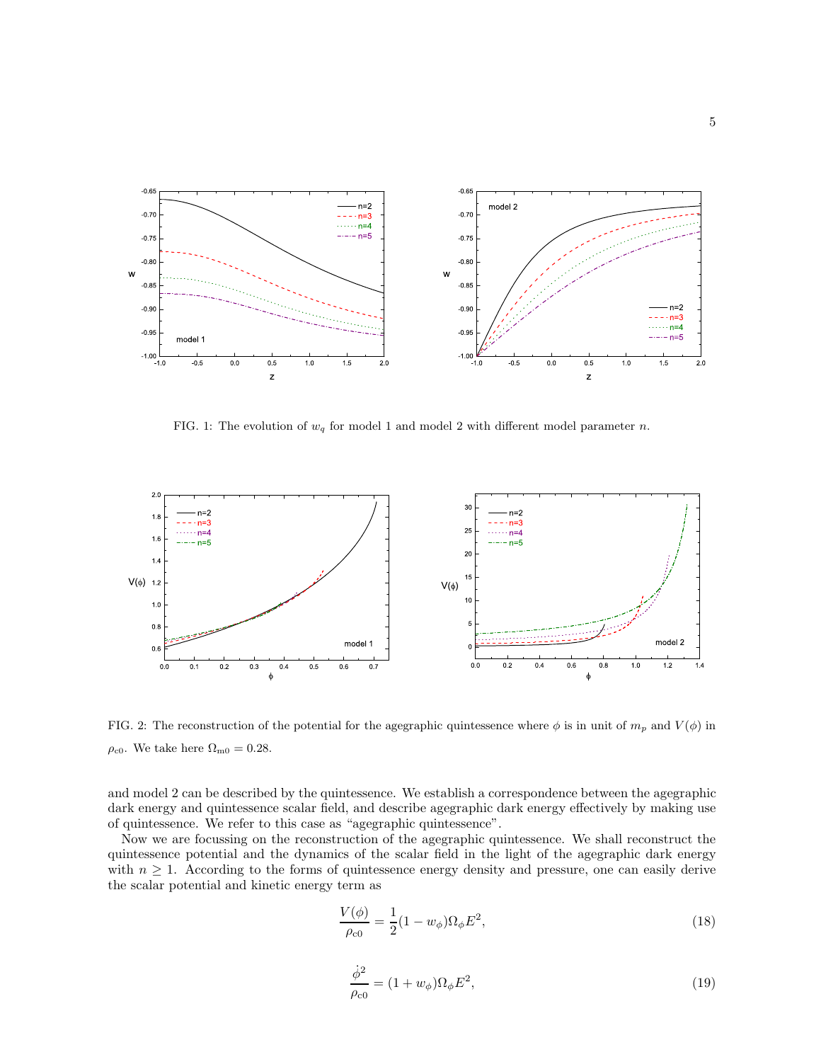FIG. 1: The evolution of $w_q$ for model 1 and model 2 with different model parameter $n$.

FIG. 2: The reconstruction of the potential for the agegraphic quintessence where $\phi$ is in unit of $m_p$ and $V(\phi)$ in $\rho_{c0}$. We take here $\Omega_{m0} = 0.28$.

and model 2 can be described by the quintessence. We establish a correspondence between the agegraphic dark energy and quintessence scalar field, and describe agegraphic dark energy effectively by making use of quintessence. We refer to this case as "agegraphic quintessence".

Now we are focussing on the reconstruction of the agegraphic quintessence. We shall reconstruct the quintessence potential and the dynamics of the scalar field in the light of the agegraphic dark energy with $n \geq 1$. According to the forms of quintessence energy density and pressure, one can easily derive the scalar potential and kinetic energy term as

$$\frac{V(\phi)}{\rho_{c0}} = \frac{1}{2}(1 - w_\phi)\Omega_\phi E^2, \tag{18}$$

$$\frac{\dot{\phi}^2}{\rho_{c0}} = (1 + w_\phi)\Omega_\phi E^2, \tag{19}$$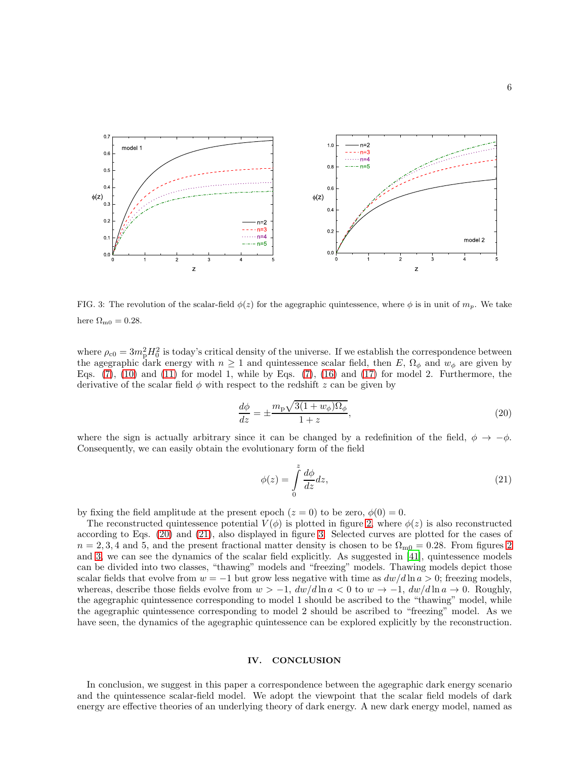FIG. 3: The revolution of the scalar-field $\phi(z)$ for the agegraphic quintessence, where $\phi$ is in unit of $m_p$. We take here $\Omega_{m0} = 0.28$.

where $\rho_{c0} = 3m_p^2 H_0^2$ is today's critical density of the universe. If we establish the correspondence between the agegraphic dark energy with $n \geq 1$ and quintessence scalar field, then $E$, $\Omega_\phi$ and $w_\phi$ are given by Eqs. (7), (10) and (11) for model 1, while by Eqs. (7), (16) and (17) for model 2. Furthermore, the derivative of the scalar field $\phi$ with respect to the redshift $z$ can be given by

$$\frac{d\phi}{dz} = \pm \frac{m_p\sqrt{3(1+w_\phi)\Omega_\phi}}{1+z}, \tag{20}$$

where the sign is actually arbitrary since it can be changed by a redefinition of the field, $\phi \to -\phi$. Consequently, we can easily obtain the evolutionary form of the field

$$\phi(z) = \int_0^z \frac{d\phi}{dz} dz, \tag{21}$$

by fixing the field amplitude at the present epoch ($z = 0$) to be zero, $\phi(0) = 0$.

The reconstructed quintessence potential $V(\phi)$ is plotted in figure 2, where $\phi(z)$ is also reconstructed according to Eqs. (20) and (21), also displayed in figure 3. Selected curves are plotted for the cases of $n = 2, 3, 4$ and 5, and the present fractional matter density is chosen to be $\Omega_{m0} = 0.28$. From figures 2 and 3, we can see the dynamics of the scalar field explicitly. As suggested in [41], quintessence models can be divided into two classes, "thawing" models and "freezing" models. Thawing models depict those scalar fields that evolve from $w = -1$ but grow less negative with time as $dw/d\ln a > 0$; freezing models, whereas, describe those fields evolve from $w > -1$, $dw/d\ln a < 0$ to $w \to -1$, $dw/d\ln a \to 0$. Roughly, the agegraphic quintessence corresponding to model 1 should be ascribed to the "thawing" model, while the agegraphic quintessence corresponding to model 2 should be ascribed to "freezing" model. As we have seen, the dynamics of the agegraphic quintessence can be explored explicitly by the reconstruction.

## IV. CONCLUSION

In conclusion, we suggest in this paper a correspondence between the agegraphic dark energy scenario and the quintessence scalar-field model. We adopt the viewpoint that the scalar field models of dark energy are effective theories of an underlying theory of dark energy. A new dark energy model, named as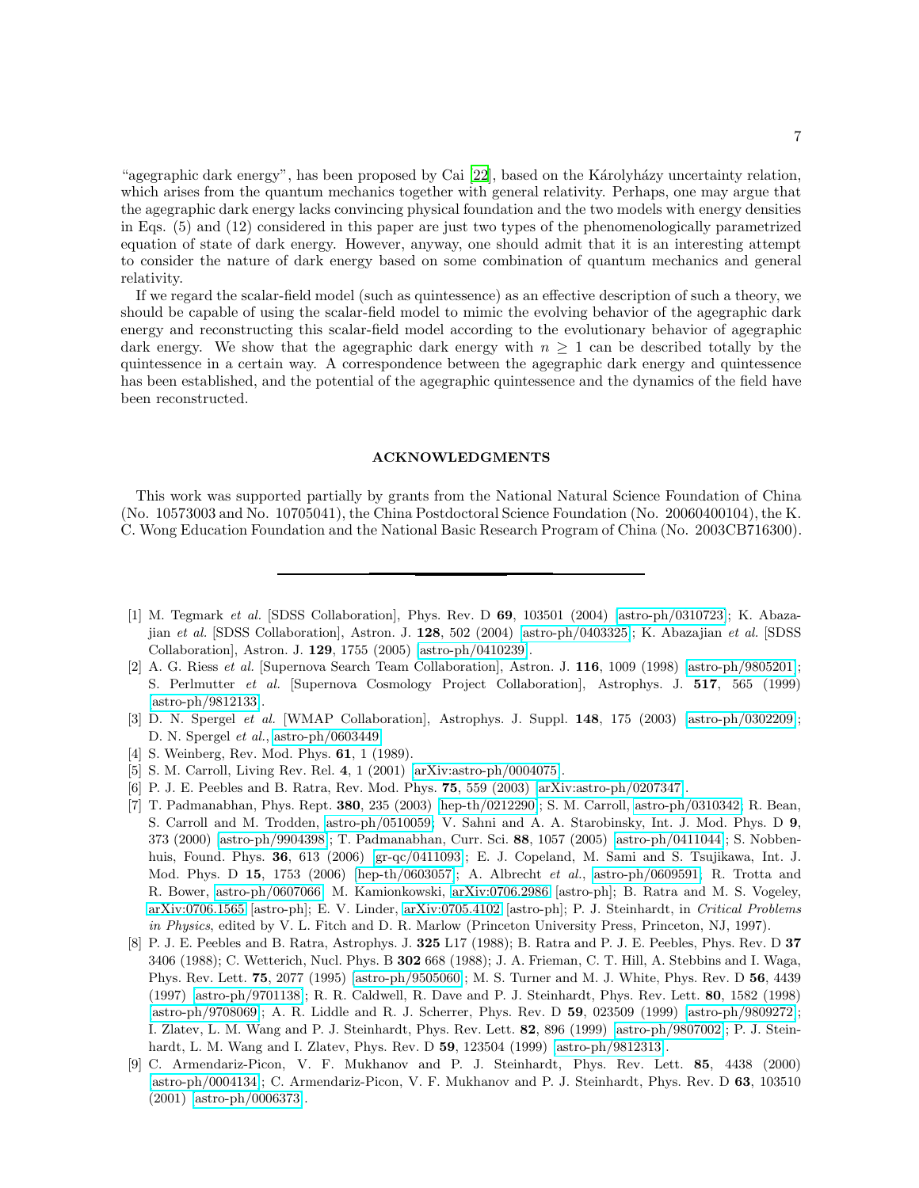"agegraphic dark energy", has been proposed by Cai [22], based on the Károlyházy uncertainty relation, which arises from the quantum mechanics together with general relativity. Perhaps, one may argue that the agegraphic dark energy lacks convincing physical foundation and the two models with energy densities in Eqs. (5) and (12) considered in this paper are just two types of the phenomenologically parametrized equation of state of dark energy. However, anyway, one should admit that it is an interesting attempt to consider the nature of dark energy based on some combination of quantum mechanics and general relativity.

If we regard the scalar-field model (such as quintessence) as an effective description of such a theory, we should be capable of using the scalar-field model to mimic the evolving behavior of the agegraphic dark energy and reconstructing this scalar-field model according to the evolutionary behavior of agegraphic dark energy. We show that the agegraphic dark energy with $n \geq 1$ can be described totally by the quintessence in a certain way. A correspondence between the agegraphic dark energy and quintessence has been established, and the potential of the agegraphic quintessence and the dynamics of the field have been reconstructed.

## ACKNOWLEDGMENTS

This work was supported partially by grants from the National Natural Science Foundation of China (No. 10573003 and No. 10705041), the China Postdoctoral Science Foundation (No. 20060400104), the K. C. Wong Education Foundation and the National Basic Research Program of China (No. 2003CB716300).

---

[1] M. Tegmark *et al.* [SDSS Collaboration], Phys. Rev. D **69**, 103501 (2004) [astro-ph/0310723]; K. Abazajian *et al.* [SDSS Collaboration], Astron. J. **128**, 502 (2004) [astro-ph/0403325]; K. Abazajian *et al.* [SDSS Collaboration], Astron. J. **129**, 1755 (2005) [astro-ph/0410239].

[2] A. G. Riess *et al.* [Supernova Search Team Collaboration], Astron. J. **116**, 1009 (1998) [astro-ph/9805201]; S. Perlmutter *et al.* [Supernova Cosmology Project Collaboration], Astrophys. J. **517**, 565 (1999) [astro-ph/9812133].

[3] D. N. Spergel *et al.* [WMAP Collaboration], Astrophys. J. Suppl. **148**, 175 (2003) [astro-ph/0302209]; D. N. Spergel *et al.*, astro-ph/0603449.

[4] S. Weinberg, Rev. Mod. Phys. **61**, 1 (1989).

[5] S. M. Carroll, Living Rev. Rel. **4**, 1 (2001) [arXiv:astro-ph/0004075].

[6] P. J. E. Peebles and B. Ratra, Rev. Mod. Phys. **75**, 559 (2003) [arXiv:astro-ph/0207347].

[7] T. Padmanabhan, Phys. Rept. **380**, 235 (2003) [hep-th/0212290]; S. M. Carroll, astro-ph/0310342; R. Bean, S. Carroll and M. Trodden, astro-ph/0510059; V. Sahni and A. A. Starobinsky, Int. J. Mod. Phys. D **9**, 373 (2000) [astro-ph/9904398]; T. Padmanabhan, Curr. Sci. **88**, 1057 (2005) [astro-ph/0411044]; S. Nobbenhuis, Found. Phys. **36**, 613 (2006) [gr-qc/0411093]; E. J. Copeland, M. Sami and S. Tsujikawa, Int. J. Mod. Phys. D **15**, 1753 (2006) [hep-th/0603057]; A. Albrecht *et al.*, astro-ph/0609591; R. Trotta and R. Bower, astro-ph/0607066; M. Kamionkowski, arXiv:0706.2986 [astro-ph]; B. Ratra and M. S. Vogeley, arXiv:0706.1565 [astro-ph]; E. V. Linder, arXiv:0705.4102 [astro-ph]; P. J. Steinhardt, in *Critical Problems in Physics*, edited by V. L. Fitch and D. R. Marlow (Princeton University Press, Princeton, NJ, 1997).

[8] P. J. E. Peebles and B. Ratra, Astrophys. J. **325** L17 (1988); B. Ratra and P. J. E. Peebles, Phys. Rev. D **37** 3406 (1988); C. Wetterich, Nucl. Phys. B **302** 668 (1988); J. A. Frieman, C. T. Hill, A. Stebbins and I. Waga, Phys. Rev. Lett. **75**, 2077 (1995) [astro-ph/9505060]; M. S. Turner and M. J. White, Phys. Rev. D **56**, 4439 (1997) [astro-ph/9701138]; R. R. Caldwell, R. Dave and P. J. Steinhardt, Phys. Rev. Lett. **80**, 1582 (1998) [astro-ph/9708069]; A. R. Liddle and R. J. Scherrer, Phys. Rev. D **59**, 023509 (1999) [astro-ph/9809272]; I. Zlatev, L. M. Wang and P. J. Steinhardt, Phys. Rev. Lett. **82**, 896 (1999) [astro-ph/9807002]; P. J. Steinhardt, L. M. Wang and I. Zlatev, Phys. Rev. D **59**, 123504 (1999) [astro-ph/9812313].

[9] C. Armendariz-Picon, V. F. Mukhanov and P. J. Steinhardt, Phys. Rev. Lett. **85**, 4438 (2000) [astro-ph/0004134]; C. Armendariz-Picon, V. F. Mukhanov and P. J. Steinhardt, Phys. Rev. D **63**, 103510 (2001) [astro-ph/0006373].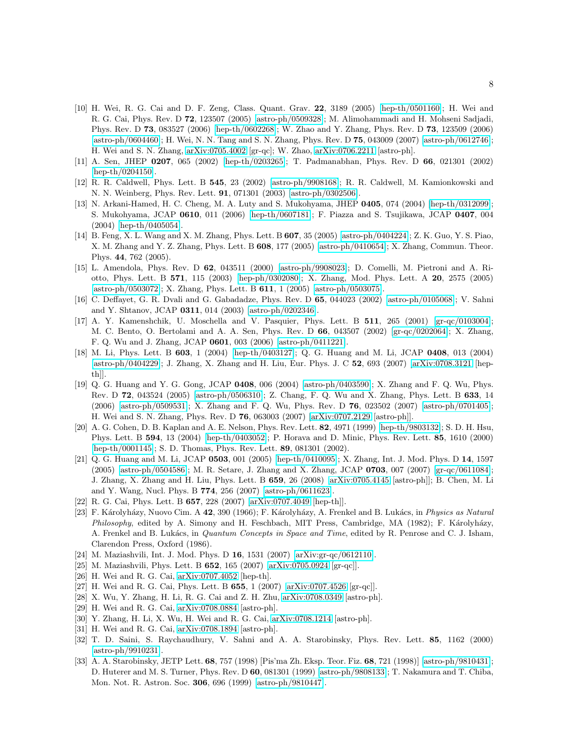[10] H. Wei, R. G. Cai and D. F. Zeng, Class. Quant. Grav. **22**, 3189 (2005) [hep-th/0501160]; H. Wei and R. G. Cai, Phys. Rev. D **72**, 123507 (2005) [astro-ph/0509328]; M. Alimohammadi and H. Mohseni Sadjadi, Phys. Rev. D **73**, 083527 (2006) [hep-th/0602268]; W. Zhao and Y. Zhang, Phys. Rev. D **73**, 123509 (2006) [astro-ph/0604460]; H. Wei, N. N. Tang and S. N. Zhang, Phys. Rev. D **75**, 043009 (2007) [astro-ph/0612746]; H. Wei and S. N. Zhang, arXiv:0705.4002 [gr-qc]; W. Zhao, arXiv:0706.2211 [astro-ph].

[11] A. Sen, JHEP **0207**, 065 (2002) [hep-th/0203265]; T. Padmanabhan, Phys. Rev. D **66**, 021301 (2002) [hep-th/0204150].

[12] R. R. Caldwell, Phys. Lett. B **545**, 23 (2002) [astro-ph/9908168]; R. R. Caldwell, M. Kamionkowski and N. N. Weinberg, Phys. Rev. Lett. **91**, 071301 (2003) [astro-ph/0302506].

[13] N. Arkani-Hamed, H. C. Cheng, M. A. Luty and S. Mukohyama, JHEP **0405**, 074 (2004) [hep-th/0312099]; S. Mukohyama, JCAP **0610**, 011 (2006) [hep-th/0607181]; F. Piazza and S. Tsujikawa, JCAP **0407**, 004 (2004) [hep-th/0405054].

[14] B. Feng, X. L. Wang and X. M. Zhang, Phys. Lett. B **607**, 35 (2005) [astro-ph/0404224]; Z. K. Guo, Y. S. Piao, X. M. Zhang and Y. Z. Zhang, Phys. Lett. B **608**, 177 (2005) [astro-ph/0410654]; X. Zhang, Commun. Theor. Phys. **44**, 762 (2005).

[15] L. Amendola, Phys. Rev. D **62**, 043511 (2000) [astro-ph/9908023]; D. Comelli, M. Pietroni and A. Riotto, Phys. Lett. B **571**, 115 (2003) [hep-ph/0302080]; X. Zhang, Mod. Phys. Lett. A **20**, 2575 (2005) [astro-ph/0503072]; X. Zhang, Phys. Lett. B **611**, 1 (2005) [astro-ph/0503075].

[16] C. Deffayet, G. R. Dvali and G. Gabadadze, Phys. Rev. D **65**, 044023 (2002) [astro-ph/0105068]; V. Sahni and Y. Shtanov, JCAP **0311**, 014 (2003) [astro-ph/0202346].

[17] A. Y. Kamenshchik, U. Moschella and V. Pasquier, Phys. Lett. B **511**, 265 (2001) [gr-qc/0103004]; M. C. Bento, O. Bertolami and A. A. Sen, Phys. Rev. D **66**, 043507 (2002) [gr-qc/0202064]; X. Zhang, F. Q. Wu and J. Zhang, JCAP **0601**, 003 (2006) [astro-ph/0411221].

[18] M. Li, Phys. Lett. B **603**, 1 (2004) [hep-th/0403127]; Q. G. Huang and M. Li, JCAP **0408**, 013 (2004) [astro-ph/0404229]; J. Zhang, X. Zhang and H. Liu, Eur. Phys. J. C **52**, 693 (2007) [arXiv:0708.3121 [hep-th]].

[19] Q. G. Huang and Y. G. Gong, JCAP **0408**, 006 (2004) [astro-ph/0403590]; X. Zhang and F. Q. Wu, Phys. Rev. D **72**, 043524 (2005) [astro-ph/0506310]; Z. Chang, F. Q. Wu and X. Zhang, Phys. Lett. B **633**, 14 (2006) [astro-ph/0509531]; X. Zhang and F. Q. Wu, Phys. Rev. D **76**, 023502 (2007) [astro-ph/0701405]; H. Wei and S. N. Zhang, Phys. Rev. D **76**, 063003 (2007) [arXiv:0707.2129 [astro-ph]].

[20] A. G. Cohen, D. B. Kaplan and A. E. Nelson, Phys. Rev. Lett. **82**, 4971 (1999) [hep-th/9803132]; S. D. H. Hsu, Phys. Lett. B **594**, 13 (2004) [hep-th/0403052]; P. Horava and D. Minic, Phys. Rev. Lett. **85**, 1610 (2000) [hep-th/0001145]; S. D. Thomas, Phys. Rev. Lett. **89**, 081301 (2002).

[21] Q. G. Huang and M. Li, JCAP **0503**, 001 (2005) [hep-th/0410095]; X. Zhang, Int. J. Mod. Phys. D **14**, 1597 (2005) [astro-ph/0504586]; M. R. Setare, J. Zhang and X. Zhang, JCAP **0703**, 007 (2007) [gr-qc/0611084]; J. Zhang, X. Zhang and H. Liu, Phys. Lett. B **659**, 26 (2008) [arXiv:0705.4145 [astro-ph]]; B. Chen, M. Li and Y. Wang, Nucl. Phys. B **774**, 256 (2007) [astro-ph/0611623].

[22] R. G. Cai, Phys. Lett. B **657**, 228 (2007) [arXiv:0707.4049 [hep-th]].

[23] F. Károlyházy, Nuovo Cim. A **42**, 390 (1966); F. Károlyházy, A. Frenkel and B. Lukács, in *Physics as Natural Philosophy*, edited by A. Simony and H. Feschbach, MIT Press, Cambridge, MA (1982); F. Károlyházy, A. Frenkel and B. Lukács, in *Quantum Concepts in Space and Time*, edited by R. Penrose and C. J. Isham, Clarendon Press, Oxford (1986).

[24] M. Maziashvili, Int. J. Mod. Phys. D **16**, 1531 (2007) [arXiv:gr-qc/0612110].

[25] M. Maziashvili, Phys. Lett. B **652**, 165 (2007) [arXiv:0705.0924 [gr-qc]].

[26] H. Wei and R. G. Cai, arXiv:0707.4052 [hep-th].

[27] H. Wei and R. G. Cai, Phys. Lett. B **655**, 1 (2007) [arXiv:0707.4526 [gr-qc]].

[28] X. Wu, Y. Zhang, H. Li, R. G. Cai and Z. H. Zhu, arXiv:0708.0349 [astro-ph].

[29] H. Wei and R. G. Cai, arXiv:0708.0884 [astro-ph].

[30] Y. Zhang, H. Li, X. Wu, H. Wei and R. G. Cai, arXiv:0708.1214 [astro-ph].

[31] H. Wei and R. G. Cai, arXiv:0708.1894 [astro-ph].

[32] T. D. Saini, S. Raychaudhury, V. Sahni and A. A. Starobinsky, Phys. Rev. Lett. **85**, 1162 (2000) [astro-ph/9910231].

[33] A. A. Starobinsky, JETP Lett. **68**, 757 (1998) [Pis'ma Zh. Eksp. Teor. Fiz. **68**, 721 (1998)] [astro-ph/9810431]; D. Huterer and M. S. Turner, Phys. Rev. D **60**, 081301 (1999) [astro-ph/9808133]; T. Nakamura and T. Chiba, Mon. Not. R. Astron. Soc. **306**, 696 (1999) [astro-ph/9810447].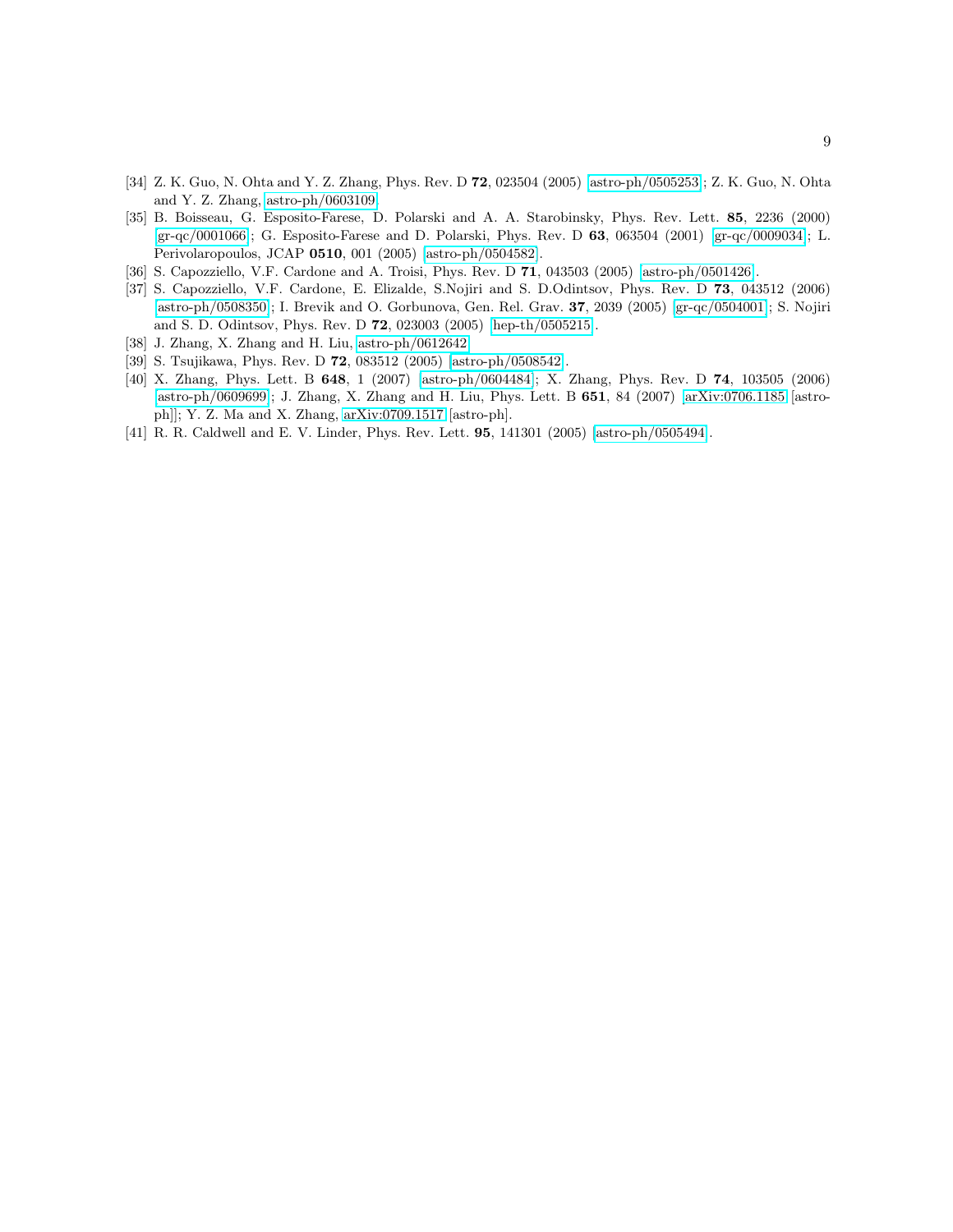[34] Z. K. Guo, N. Ohta and Y. Z. Zhang, Phys. Rev. D **72**, 023504 (2005) [astro-ph/0505253]; Z. K. Guo, N. Ohta and Y. Z. Zhang, astro-ph/0603109.

[35] B. Boisseau, G. Esposito-Farese, D. Polarski and A. A. Starobinsky, Phys. Rev. Lett. **85**, 2236 (2000) [gr-qc/0001066]; G. Esposito-Farese and D. Polarski, Phys. Rev. D **63**, 063504 (2001) [gr-qc/0009034]; L. Perivolaropoulos, JCAP **0510**, 001 (2005) [astro-ph/0504582].

[36] S. Capozziello, V.F. Cardone and A. Troisi, Phys. Rev. D **71**, 043503 (2005) [astro-ph/0501426].

[37] S. Capozziello, V.F. Cardone, E. Elizalde, S.Nojiri and S. D.Odintsov, Phys. Rev. D **73**, 043512 (2006) [astro-ph/0508350]; I. Brevik and O. Gorbunova, Gen. Rel. Grav. **37**, 2039 (2005) [gr-qc/0504001]; S. Nojiri and S. D. Odintsov, Phys. Rev. D **72**, 023003 (2005) [hep-th/0505215].

[38] J. Zhang, X. Zhang and H. Liu, astro-ph/0612642.

[39] S. Tsujikawa, Phys. Rev. D **72**, 083512 (2005) [astro-ph/0508542].

[40] X. Zhang, Phys. Lett. B **648**, 1 (2007) [astro-ph/0604484]; X. Zhang, Phys. Rev. D **74**, 103505 (2006) [astro-ph/0609699]; J. Zhang, X. Zhang and H. Liu, Phys. Lett. B **651**, 84 (2007) [arXiv:0706.1185 [astro-ph]]; Y. Z. Ma and X. Zhang, arXiv:0709.1517 [astro-ph].

[41] R. R. Caldwell and E. V. Linder, Phys. Rev. Lett. **95**, 141301 (2005) [astro-ph/0505494].